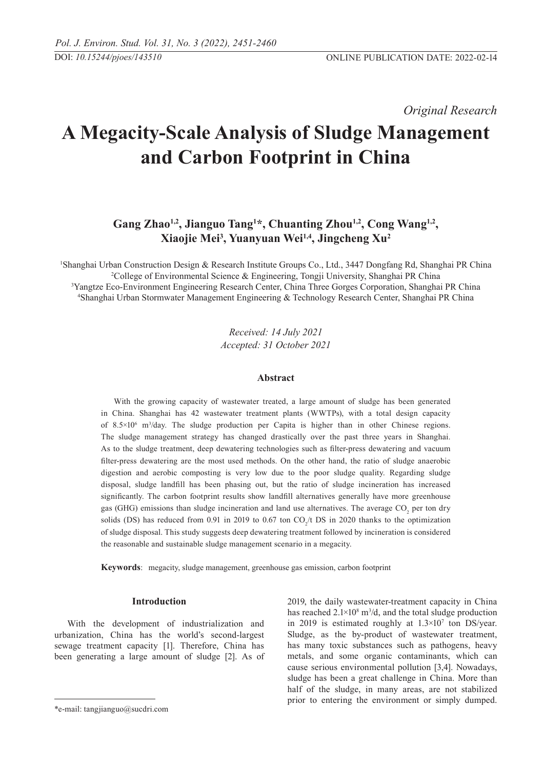*Original Research*

# A Megacity-Scale Analysis of Sludge Management and Carbon Footprint in China

**Gang Zhao[1,2], Jianguo Tang[1]*, Chuanting Zhou[1,2], Cong Wang[1,2], Xiaojie Mei[3], Yuanyuan Wei[1,4], Jingcheng Xu[2]**

[1]Shanghai Urban Construction Design & Research Institute Groups Co., Ltd., 3447 Dongfang Rd, Shanghai PR China
[2]College of Environmental Science & Engineering, Tongji University, Shanghai PR China
[3]Yangtze Eco-Environment Engineering Research Center, China Three Gorges Corporation, Shanghai PR China
[4]Shanghai Urban Stormwater Management Engineering & Technology Research Center, Shanghai PR China

*Received: 14 July 2021*
*Accepted: 31 October 2021*

## Abstract

With the growing capacity of wastewater treated, a large amount of sludge has been generated in China. Shanghai has 42 wastewater treatment plants (WWTPs), with a total design capacity of $8.5\times10^6$ $m^3$/day. The sludge production per Capita is higher than in other Chinese regions. The sludge management strategy has changed drastically over the past three years in Shanghai. As to the sludge treatment, deep dewatering technologies such as filter-press dewatering and vacuum filter-press dewatering are the most used methods. On the other hand, the ratio of sludge anaerobic digestion and aerobic composting is very low due to the poor sludge quality. Regarding sludge disposal, sludge landfill has been phasing out, but the ratio of sludge incineration has increased significantly. The carbon footprint results show landfill alternatives generally have more greenhouse gas (GHG) emissions than sludge incineration and land use alternatives. The average $CO_2$ per ton dry solids (DS) has reduced from 0.91 in 2019 to 0.67 ton $CO_2$/t DS in 2020 thanks to the optimization of sludge disposal. This study suggests deep dewatering treatment followed by incineration is considered the reasonable and sustainable sludge management scenario in a megacity.

**Keywords**: megacity, sludge management, greenhouse gas emission, carbon footprint

## Introduction

With the development of industrialization and urbanization, China has the world's second-largest sewage treatment capacity [1]. Therefore, China has been generating a large amount of sludge [2]. As of 2019, the daily wastewater-treatment capacity in China has reached $2.1\times10^8$ $m^3$/d, and the total sludge production in 2019 is estimated roughly at $1.3\times10^7$ ton DS/year. Sludge, as the by-product of wastewater treatment, has many toxic substances such as pathogens, heavy metals, and some organic contaminants, which can cause serious environmental pollution [3,4]. Nowadays, sludge has been a great challenge in China. More than half of the sludge, in many areas, are not stabilized prior to entering the environment or simply dumped.

*e-mail: tangjianguo@sucdri.com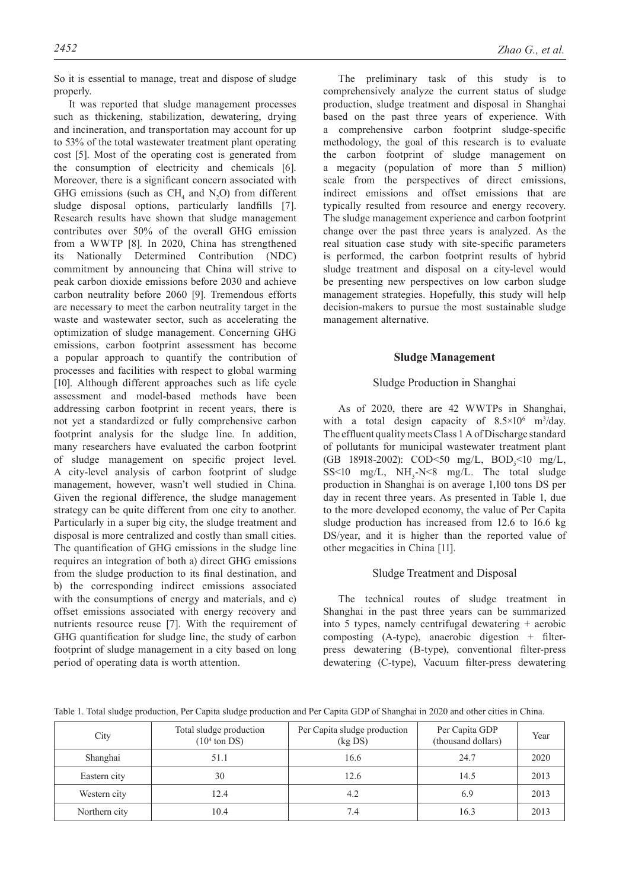So it is essential to manage, treat and dispose of sludge properly.

It was reported that sludge management processes such as thickening, stabilization, dewatering, drying and incineration, and transportation may account for up to 53% of the total wastewater treatment plant operating cost [5]. Most of the operating cost is generated from the consumption of electricity and chemicals [6]. Moreover, there is a significant concern associated with GHG emissions (such as $CH_4$ and $N_2O$) from different sludge disposal options, particularly landfills [7]. Research results have shown that sludge management contributes over 50% of the overall GHG emission from a WWTP [8]. In 2020, China has strengthened its Nationally Determined Contribution (NDC) commitment by announcing that China will strive to peak carbon dioxide emissions before 2030 and achieve carbon neutrality before 2060 [9]. Tremendous efforts are necessary to meet the carbon neutrality target in the waste and wastewater sector, such as accelerating the optimization of sludge management. Concerning GHG emissions, carbon footprint assessment has become a popular approach to quantify the contribution of processes and facilities with respect to global warming [10]. Although different approaches such as life cycle assessment and model-based methods have been addressing carbon footprint in recent years, there is not yet a standardized or fully comprehensive carbon footprint analysis for the sludge line. In addition, many researchers have evaluated the carbon footprint of sludge management on specific project level. A city-level analysis of carbon footprint of sludge management, however, wasn't well studied in China. Given the regional difference, the sludge management strategy can be quite different from one city to another. Particularly in a super big city, the sludge treatment and disposal is more centralized and costly than small cities. The quantification of GHG emissions in the sludge line requires an integration of both a) direct GHG emissions from the sludge production to its final destination, and b) the corresponding indirect emissions associated with the consumptions of energy and materials, and c) offset emissions associated with energy recovery and nutrients resource reuse [7]. With the requirement of GHG quantification for sludge line, the study of carbon footprint of sludge management in a city based on long period of operating data is worth attention.

The preliminary task of this study is to comprehensively analyze the current status of sludge production, sludge treatment and disposal in Shanghai based on the past three years of experience. With a comprehensive carbon footprint sludge-specific methodology, the goal of this research is to evaluate the carbon footprint of sludge management on a megacity (population of more than 5 million) scale from the perspectives of direct emissions, indirect emissions and offset emissions that are typically resulted from resource and energy recovery. The sludge management experience and carbon footprint change over the past three years is analyzed. As the real situation case study with site-specific parameters is performed, the carbon footprint results of hybrid sludge treatment and disposal on a city-level would be presenting new perspectives on low carbon sludge management strategies. Hopefully, this study will help decision-makers to pursue the most sustainable sludge management alternative.

## Sludge Management

### Sludge Production in Shanghai

As of 2020, there are 42 WWTPs in Shanghai, with a total design capacity of $8.5 \times 10^6$ $m^3$/day. The effluent quality meets Class 1 A of Discharge standard of pollutants for municipal wastewater treatment plant (GB 18918-2002): COD<50 mg/L, $BOD_5$<10 mg/L, SS<10 mg/L, $NH_3$-N<8 mg/L. The total sludge production in Shanghai is on average 1,100 tons DS per day in recent three years. As presented in Table 1, due to the more developed economy, the value of Per Capita sludge production has increased from 12.6 to 16.6 kg DS/year, and it is higher than the reported value of other megacities in China [11].

### Sludge Treatment and Disposal

The technical routes of sludge treatment in Shanghai in the past three years can be summarized into 5 types, namely centrifugal dewatering + aerobic composting (A-type), anaerobic digestion + filter-press dewatering (B-type), conventional filter-press dewatering (C-type), Vacuum filter-press dewatering

Table 1. Total sludge production, Per Capita sludge production and Per Capita GDP of Shanghai in 2020 and other cities in China.

| City | Total sludge production ($10^4$ ton DS) | Per Capita sludge production (kg DS) | Per Capita GDP (thousand dollars) | Year |
|---|---|---|---|---|
| Shanghai | 51.1 | 16.6 | 24.7 | 2020 |
| Eastern city | 30 | 12.6 | 14.5 | 2013 |
| Western city | 12.4 | 4.2 | 6.9 | 2013 |
| Northern city | 10.4 | 7.4 | 16.3 | 2013 |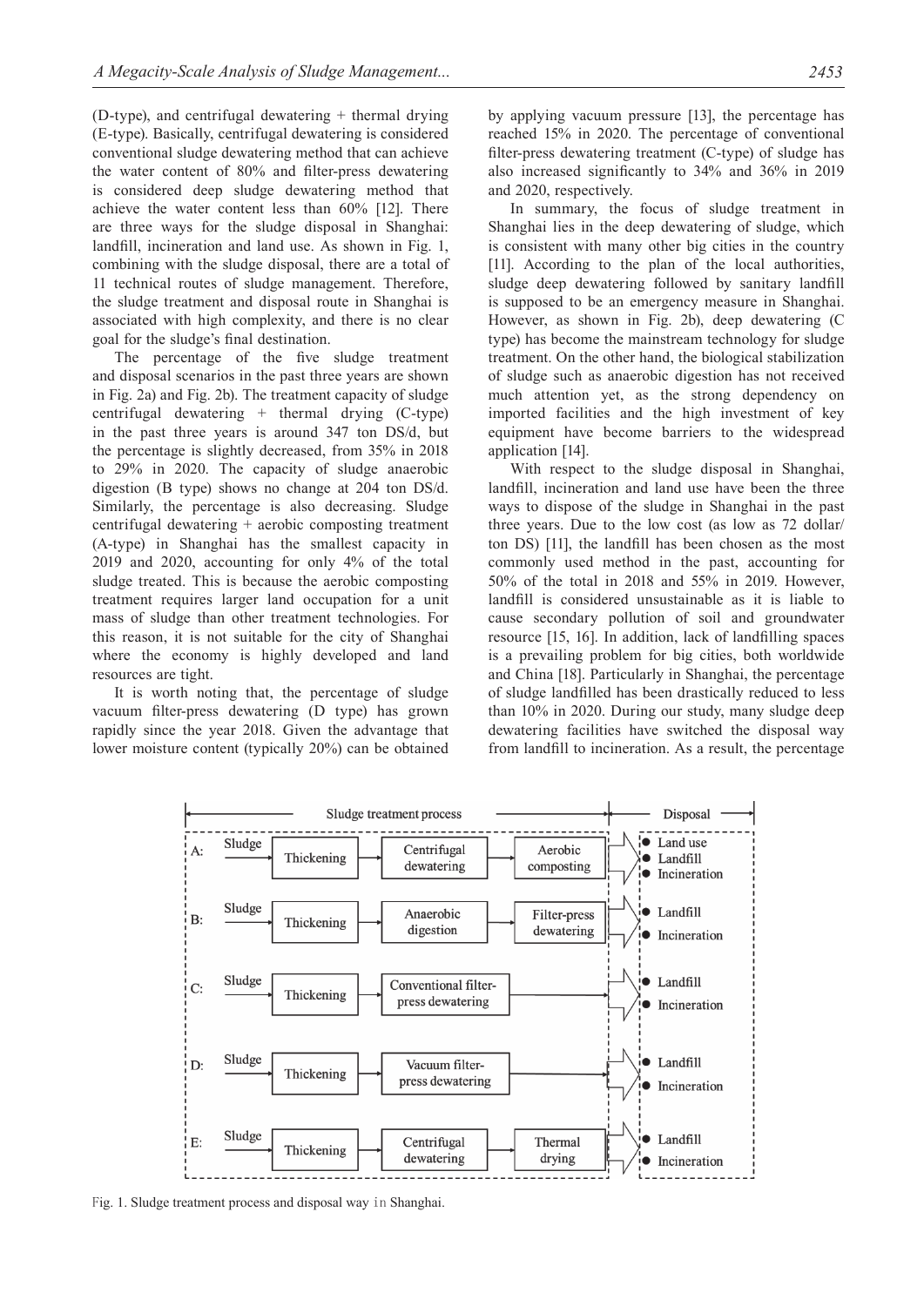(D-type), and centrifugal dewatering + thermal drying (E-type). Basically, centrifugal dewatering is considered conventional sludge dewatering method that can achieve the water content of 80% and filter-press dewatering is considered deep sludge dewatering method that achieve the water content less than 60% [12]. There are three ways for the sludge disposal in Shanghai: landfill, incineration and land use. As shown in Fig. 1, combining with the sludge disposal, there are a total of 11 technical routes of sludge management. Therefore, the sludge treatment and disposal route in Shanghai is associated with high complexity, and there is no clear goal for the sludge's final destination.

The percentage of the five sludge treatment and disposal scenarios in the past three years are shown in Fig. 2a) and Fig. 2b). The treatment capacity of sludge centrifugal dewatering + thermal drying (C-type) in the past three years is around 347 ton DS/d, but the percentage is slightly decreased, from 35% in 2018 to 29% in 2020. The capacity of sludge anaerobic digestion (B type) shows no change at 204 ton DS/d. Similarly, the percentage is also decreasing. Sludge centrifugal dewatering + aerobic composting treatment (A-type) in Shanghai has the smallest capacity in 2019 and 2020, accounting for only 4% of the total sludge treated. This is because the aerobic composting treatment requires larger land occupation for a unit mass of sludge than other treatment technologies. For this reason, it is not suitable for the city of Shanghai where the economy is highly developed and land resources are tight.

It is worth noting that, the percentage of sludge vacuum filter-press dewatering (D type) has grown rapidly since the year 2018. Given the advantage that lower moisture content (typically 20%) can be obtained by applying vacuum pressure [13], the percentage has reached 15% in 2020. The percentage of conventional filter-press dewatering treatment (C-type) of sludge has also increased significantly to 34% and 36% in 2019 and 2020, respectively.

In summary, the focus of sludge treatment in Shanghai lies in the deep dewatering of sludge, which is consistent with many other big cities in the country [11]. According to the plan of the local authorities, sludge deep dewatering followed by sanitary landfill is supposed to be an emergency measure in Shanghai. However, as shown in Fig. 2b), deep dewatering (C type) has become the mainstream technology for sludge treatment. On the other hand, the biological stabilization of sludge such as anaerobic digestion has not received much attention yet, as the strong dependency on imported facilities and the high investment of key equipment have become barriers to the widespread application [14].

With respect to the sludge disposal in Shanghai, landfill, incineration and land use have been the three ways to dispose of the sludge in Shanghai in the past three years. Due to the low cost (as low as 72 dollar/ton DS) [11], the landfill has been chosen as the most commonly used method in the past, accounting for 50% of the total in 2018 and 55% in 2019. However, landfill is considered unsustainable as it is liable to cause secondary pollution of soil and groundwater resource [15, 16]. In addition, lack of landfilling spaces is a prevailing problem for big cities, both worldwide and China [18]. Particularly in Shanghai, the percentage of sludge landfilled has been drastically reduced to less than 10% in 2020. During our study, many sludge deep dewatering facilities have switched the disposal way from landfill to incineration. As a result, the percentage

| | Sludge treatment process | | | | Disposal |
|---|---|---|---|---|---|
| A: | Sludge → | Thickening → | Centrifugal dewatering → | Aerobic composting | Land use; Landfill; Incineration |
| B: | Sludge → | Thickening → | Anaerobic digestion → | Filter-press dewatering | Landfill; Incineration |
| C: | Sludge → | Thickening → | Conventional filter-press dewatering | | Landfill; Incineration |
| D: | Sludge → | Thickening → | Vacuum filter-press dewatering | | Landfill; Incineration |
| E: | Sludge → | Thickening → | Centrifugal dewatering → | Thermal drying | Landfill; Incineration |

Fig. 1. Sludge treatment process and disposal way in Shanghai.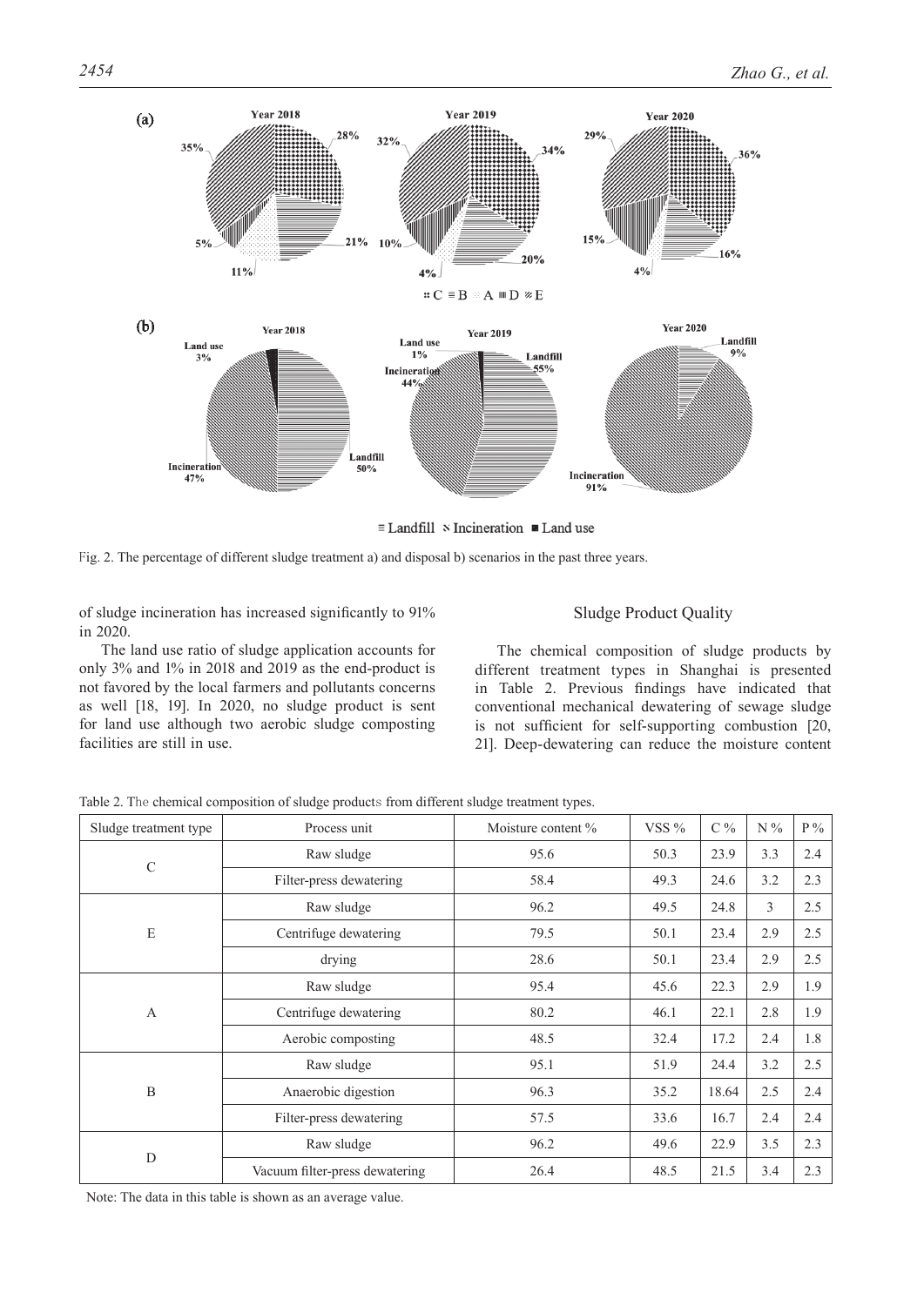Fig. 2. The percentage of different sludge treatment a) and disposal b) scenarios in the past three years.

of sludge incineration has increased significantly to 91% in 2020.

The land use ratio of sludge application accounts for only 3% and 1% in 2018 and 2019 as the end-product is not favored by the local farmers and pollutants concerns as well [18, 19]. In 2020, no sludge product is sent for land use although two aerobic sludge composting facilities are still in use.

## Sludge Product Quality

The chemical composition of sludge products by different treatment types in Shanghai is presented in Table 2. Previous findings have indicated that conventional mechanical dewatering of sewage sludge is not sufficient for self-supporting combustion [20, 21]. Deep-dewatering can reduce the moisture content

Table 2. The chemical composition of sludge products from different sludge treatment types.

| Sludge treatment type | Process unit | Moisture content % | VSS % | C % | N % | P % |
|---|---|---|---|---|---|---|
| C | Raw sludge | 95.6 | 50.3 | 23.9 | 3.3 | 2.4 |
| | Filter-press dewatering | 58.4 | 49.3 | 24.6 | 3.2 | 2.3 |
| E | Raw sludge | 96.2 | 49.5 | 24.8 | 3 | 2.5 |
| | Centrifuge dewatering | 79.5 | 50.1 | 23.4 | 2.9 | 2.5 |
| | drying | 28.6 | 50.1 | 23.4 | 2.9 | 2.5 |
| A | Raw sludge | 95.4 | 45.6 | 22.3 | 2.9 | 1.9 |
| | Centrifuge dewatering | 80.2 | 46.1 | 22.1 | 2.8 | 1.9 |
| | Aerobic composting | 48.5 | 32.4 | 17.2 | 2.4 | 1.8 |
| B | Raw sludge | 95.1 | 51.9 | 24.4 | 3.2 | 2.5 |
| | Anaerobic digestion | 96.3 | 35.2 | 18.64 | 2.5 | 2.4 |
| | Filter-press dewatering | 57.5 | 33.6 | 16.7 | 2.4 | 2.4 |
| D | Raw sludge | 96.2 | 49.6 | 22.9 | 3.5 | 2.3 |
| | Vacuum filter-press dewatering | 26.4 | 48.5 | 21.5 | 3.4 | 2.3 |

Note: The data in this table is shown as an average value.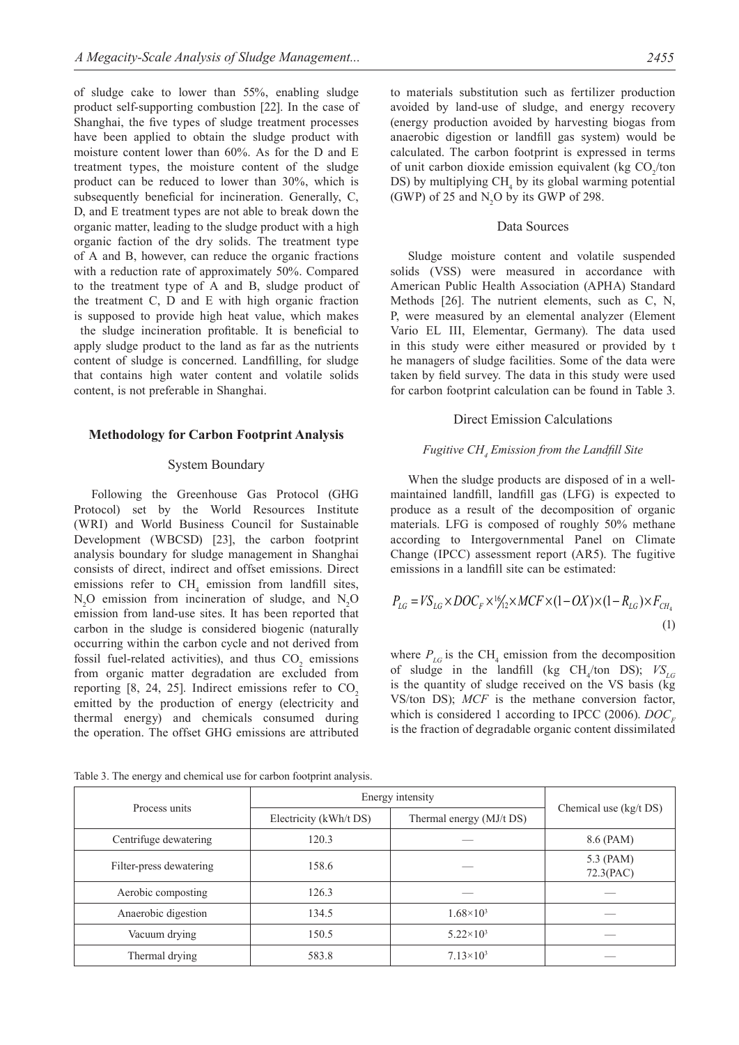of sludge cake to lower than 55%, enabling sludge product self-supporting combustion [22]. In the case of Shanghai, the five types of sludge treatment processes have been applied to obtain the sludge product with moisture content lower than 60%. As for the D and E treatment types, the moisture content of the sludge product can be reduced to lower than 30%, which is subsequently beneficial for incineration. Generally, C, D, and E treatment types are not able to break down the organic matter, leading to the sludge product with a high organic faction of the dry solids. The treatment type of A and B, however, can reduce the organic fractions with a reduction rate of approximately 50%. Compared to the treatment type of A and B, sludge product of the treatment C, D and E with high organic fraction is supposed to provide high heat value, which makes the sludge incineration profitable. It is beneficial to apply sludge product to the land as far as the nutrients content of sludge is concerned. Landfilling, for sludge that contains high water content and volatile solids content, is not preferable in Shanghai.

## Methodology for Carbon Footprint Analysis

### System Boundary

Following the Greenhouse Gas Protocol (GHG Protocol) set by the World Resources Institute (WRI) and World Business Council for Sustainable Development (WBCSD) [23], the carbon footprint analysis boundary for sludge management in Shanghai consists of direct, indirect and offset emissions. Direct emissions refer to $CH_4$ emission from landfill sites, $N_2O$ emission from incineration of sludge, and $N_2O$ emission from land-use sites. It has been reported that carbon in the sludge is considered biogenic (naturally occurring within the carbon cycle and not derived from fossil fuel-related activities), and thus $CO_2$ emissions from organic matter degradation are excluded from reporting [8, 24, 25]. Indirect emissions refer to $CO_2$ emitted by the production of energy (electricity and thermal energy) and chemicals consumed during the operation. The offset GHG emissions are attributed to materials substitution such as fertilizer production avoided by land-use of sludge, and energy recovery (energy production avoided by harvesting biogas from anaerobic digestion or landfill gas system) would be calculated. The carbon footprint is expressed in terms of unit carbon dioxide emission equivalent (kg $CO_2$/ton DS) by multiplying $CH_4$ by its global warming potential (GWP) of 25 and $N_2O$ by its GWP of 298.

### Data Sources

Sludge moisture content and volatile suspended solids (VSS) were measured in accordance with American Public Health Association (APHA) Standard Methods [26]. The nutrient elements, such as C, N, P, were measured by an elemental analyzer (Element Vario EL III, Elementar, Germany). The data used in this study were either measured or provided by the managers of sludge facilities. Some of the data were taken by field survey. The data in this study were used for carbon footprint calculation can be found in Table 3.

### Direct Emission Calculations

#### *Fugitive $CH_4$ Emission from the Landfill Site*

When the sludge products are disposed of in a well-maintained landfill, landfill gas (LFG) is expected to produce as a result of the decomposition of organic materials. LFG is composed of roughly 50% methane according to Intergovernmental Panel on Climate Change (IPCC) assessment report (AR5). The fugitive emissions in a landfill site can be estimated:

$$P_{LG} = VS_{LG} \times DOC_F \times {}^{16}\!/_{12} \times MCF \times (1 - OX) \times (1 - R_{LG}) \times F_{CH_4} \tag{1}$$

where $P_{LG}$ is the $CH_4$ emission from the decomposition of sludge in the landfill (kg $CH_4$/ton DS); $VS_{LG}$ is the quantity of sludge received on the VS basis (kg VS/ton DS); $MCF$ is the methane conversion factor, which is considered 1 according to IPCC (2006). $DOC_F$ is the fraction of degradable organic content dissimilated

Table 3. The energy and chemical use for carbon footprint analysis.

| Process units | Energy intensity | | Chemical use (kg/t DS) |
|---|---|---|---|
| | Electricity (kWh/t DS) | Thermal energy (MJ/t DS) | |
| Centrifuge dewatering | 120.3 | — | 8.6 (PAM) |
| Filter-press dewatering | 158.6 | — | 5.3 (PAM) 72.3(PAC) |
| Aerobic composting | 126.3 | — | — |
| Anaerobic digestion | 134.5 | $1.68\times10^3$ | — |
| Vacuum drying | 150.5 | $5.22\times10^3$ | — |
| Thermal drying | 583.8 | $7.13\times10^3$ | — |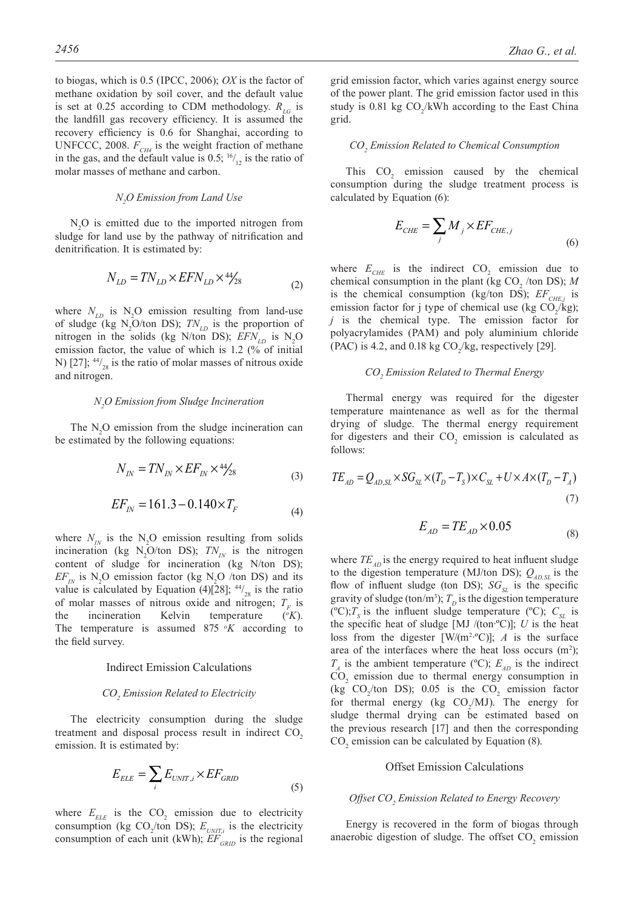to biogas, which is 0.5 (IPCC, 2006); *OX* is the factor of methane oxidation by soil cover, and the default value is set at 0.25 according to CDM methodology. $R_{LG}$ is the landfill gas recovery efficiency. It is assumed the recovery efficiency is 0.6 for Shanghai, according to UNFCCC, 2008. $F_{CH4}$ is the weight fraction of methane in the gas, and the default value is 0.5; $^{16}/_{12}$ is the ratio of molar masses of methane and carbon.

### $N_2O$ Emission from Land Use

$N_2O$ is emitted due to the imported nitrogen from sludge for land use by the pathway of nitrification and denitrification. It is estimated by:

$$N_{LD} = TN_{LD} \times EFN_{LD} \times {}^{44}\!/_{28} \tag{2}$$

where $N_{LD}$ is $N_2O$ emission resulting from land-use of sludge (kg $N_2O$/ton DS); $TN_{LD}$ is the proportion of nitrogen in the solids (kg N/ton DS); $EFN_{LD}$ is $N_2O$ emission factor, the value of which is 1.2 (% of initial N) [27]; $^{44}/_{28}$ is the ratio of molar masses of nitrous oxide and nitrogen.

### $N_2O$ Emission from Sludge Incineration

The $N_2O$ emission from the sludge incineration can be estimated by the following equations:

$$N_{IN} = TN_{IN} \times EF_{IN} \times {}^{44}\!/_{28} \tag{3}$$

$$EF_{IN} = 161.3 - 0.140 \times T_F \tag{4}$$

where $N_{IN}$ is the $N_2O$ emission resulting from solids incineration (kg $N_2O$/ton DS); $TN_{IN}$ is the nitrogen content of sludge for incineration (kg N/ton DS); $EF_{IN}$ is $N_2O$ emission factor (kg $N_2O$ /ton DS) and its value is calculated by Equation (4)[28]; $^{44}/_{28}$ is the ratio of molar masses of nitrous oxide and nitrogen; $T_F$ is the incineration Kelvin temperature ($^oK$). The temperature is assumed 875 $^oK$ according to the field survey.

## Indirect Emission Calculations

### $CO_2$ Emission Related to Electricity

The electricity consumption during the sludge treatment and disposal process result in indirect $CO_2$ emission. It is estimated by:

$$E_{ELE} = \sum_i E_{UNIT,i} \times EF_{GRID} \tag{5}$$

where $E_{ELE}$ is the $CO_2$ emission due to electricity consumption (kg $CO_2$/ton DS); $E_{UNIT,i}$ is the electricity consumption of each unit (kWh); $EF_{GRID}$ is the regional grid emission factor, which varies against energy source of the power plant. The grid emission factor used in this study is 0.81 kg $CO_2$/kWh according to the East China grid.

### $CO_2$ Emission Related to Chemical Consumption

This $CO_2$ emission caused by the chemical consumption during the sludge treatment process is calculated by Equation (6):

$$E_{CHE} = \sum_j M_j \times EF_{CHE,j} \tag{6}$$

where $E_{CHE}$ is the indirect $CO_2$ emission due to chemical consumption in the plant (kg $CO_2$ /ton DS); *M* is the chemical consumption (kg/ton DS); $EF_{CHE,j}$ is emission factor for j type of chemical use (kg $CO_2$/kg); *j* is the chemical type. The emission factor for polyacrylamides (PAM) and poly aluminium chloride (PAC) is 4.2, and 0.18 kg $CO_2$/kg, respectively [29].

### $CO_2$ Emission Related to Thermal Energy

Thermal energy was required for the digester temperature maintenance as well as for the thermal drying of sludge. The thermal energy requirement for digesters and their $CO_2$ emission is calculated as follows:

$$TE_{AD} = Q_{AD,SL} \times SG_{SL} \times (T_D - T_S) \times C_{SL} + U \times A \times (T_D - T_A) \tag{7}$$

$$E_{AD} = TE_{AD} \times 0.05 \tag{8}$$

where $TE_{AD}$ is the energy required to heat influent sludge to the digestion temperature (MJ/ton DS); $Q_{AD,SL}$ is the flow of influent sludge (ton DS); $SG_{SL}$ is the specific gravity of sludge (ton/m$^3$); $T_D$ is the digestion temperature (ºC); $T_S$ is the influent sludge temperature (ºC); $C_{SL}$ is the specific heat of sludge [MJ /(ton·ºC)]; *U* is the heat loss from the digester [W/(m$^2$·ºC)]; *A* is the surface area of the interfaces where the heat loss occurs (m$^2$); $T_A$ is the ambient temperature (ºC); $E_{AD}$ is the indirect $CO_2$ emission due to thermal energy consumption in (kg $CO_2$/ton DS); 0.05 is the $CO_2$ emission factor for thermal energy (kg $CO_2$/MJ). The energy for sludge thermal drying can be estimated based on the previous research [17] and then the corresponding $CO_2$ emission can be calculated by Equation (8).

## Offset Emission Calculations

### Offset $CO_2$ Emission Related to Energy Recovery

Energy is recovered in the form of biogas through anaerobic digestion of sludge. The offset $CO_2$ emission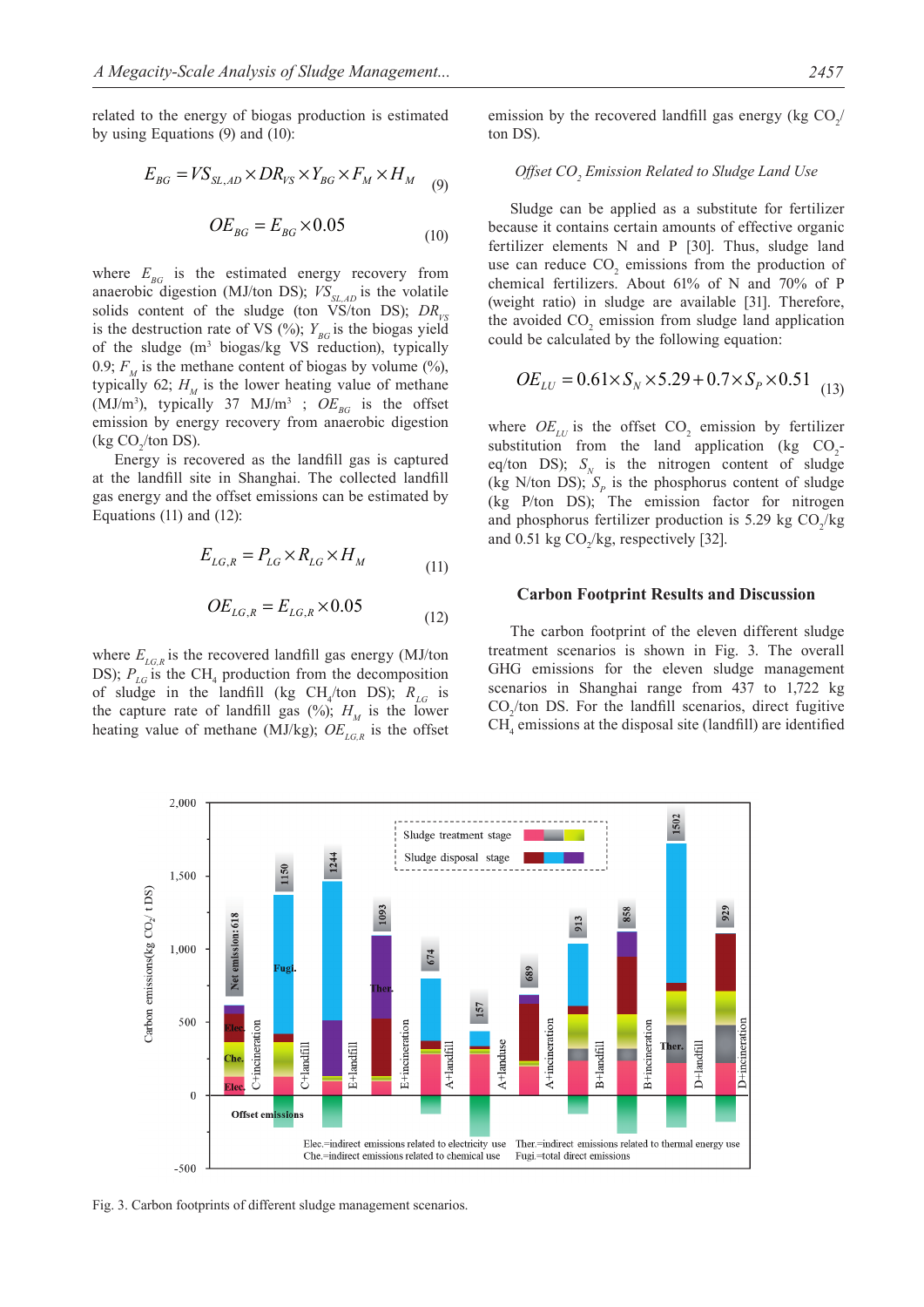related to the energy of biogas production is estimated by using Equations (9) and (10):

$$E_{BG} = VS_{SL,AD} \times DR_{VS} \times Y_{BG} \times F_M \times H_M \quad (9)$$

$$OE_{BG} = E_{BG} \times 0.05 \quad (10)$$

where $E_{BG}$ is the estimated energy recovery from anaerobic digestion (MJ/ton DS); $VS_{SL,AD}$ is the volatile solids content of the sludge (ton VS/ton DS); $DR_{VS}$ is the destruction rate of VS (%); $Y_{BG}$ is the biogas yield of the sludge (m$^3$ biogas/kg VS reduction), typically 0.9; $F_M$ is the methane content of biogas by volume (%), typically 62; $H_M$ is the lower heating value of methane (MJ/m$^3$), typically 37 MJ/m$^3$ ; $OE_{BG}$ is the offset emission by energy recovery from anaerobic digestion (kg $CO_2$/ton DS).

Energy is recovered as the landfill gas is captured at the landfill site in Shanghai. The collected landfill gas energy and the offset emissions can be estimated by Equations (11) and (12):

$$E_{LG,R} = P_{LG} \times R_{LG} \times H_M \quad (11)$$

$$OE_{LG,R} = E_{LG,R} \times 0.05 \quad (12)$$

where $E_{LG,R}$ is the recovered landfill gas energy (MJ/ton DS); $P_{LG}$ is the $CH_4$ production from the decomposition of sludge in the landfill (kg $CH_4$/ton DS); $R_{LG}$ is the capture rate of landfill gas (%); $H_M$ is the lower heating value of methane (MJ/kg); $OE_{LG,R}$ is the offset emission by the recovered landfill gas energy (kg $CO_2$/ton DS).

*Offset $CO_2$ Emission Related to Sludge Land Use*

Sludge can be applied as a substitute for fertilizer because it contains certain amounts of effective organic fertilizer elements N and P [30]. Thus, sludge land use can reduce $CO_2$ emissions from the production of chemical fertilizers. About 61% of N and 70% of P (weight ratio) in sludge are available [31]. Therefore, the avoided $CO_2$ emission from sludge land application could be calculated by the following equation:

$$OE_{LU} = 0.61 \times S_N \times 5.29 + 0.7 \times S_P \times 0.51 \quad (13)$$

where $OE_{LU}$ is the offset $CO_2$ emission by fertilizer substitution from the land application (kg $CO_2$-eq/ton DS); $S_N$ is the nitrogen content of sludge (kg N/ton DS); $S_P$ is the phosphorus content of sludge (kg P/ton DS); The emission factor for nitrogen and phosphorus fertilizer production is 5.29 kg $CO_2$/kg and 0.51 kg $CO_2$/kg, respectively [32].

## Carbon Footprint Results and Discussion

The carbon footprint of the eleven different sludge treatment scenarios is shown in Fig. 3. The overall GHG emissions for the eleven sludge management scenarios in Shanghai range from 437 to 1,722 kg $CO_2$/ton DS. For the landfill scenarios, direct fugitive $CH_4$ emissions at the disposal site (landfill) are identified

Fig. 3. Carbon footprints of different sludge management scenarios.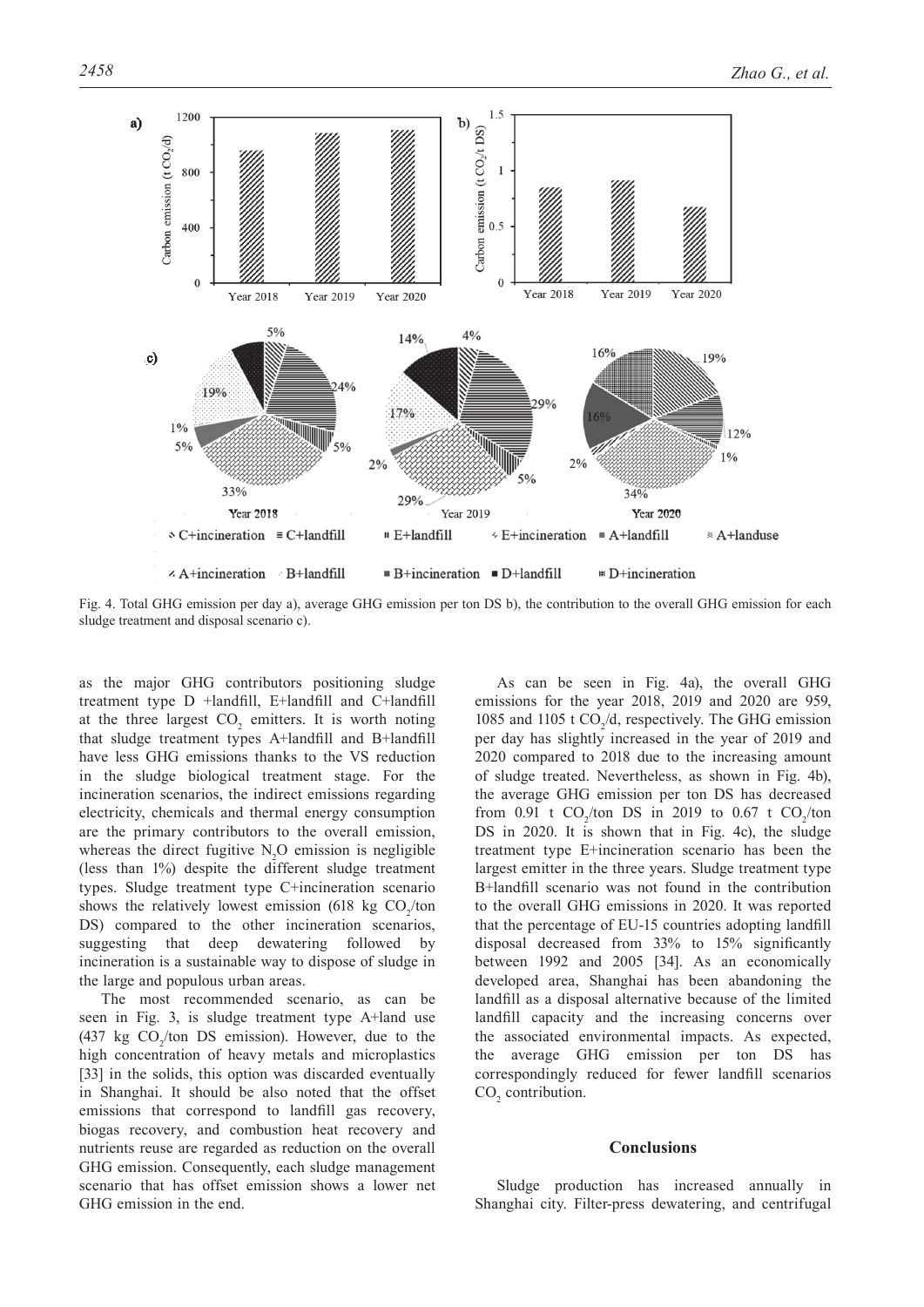Fig. 4. Total GHG emission per day a), average GHG emission per ton DS b), the contribution to the overall GHG emission for each sludge treatment and disposal scenario c).

as the major GHG contributors positioning sludge treatment type D +landfill, E+landfill and C+landfill at the three largest $CO_2$ emitters. It is worth noting that sludge treatment types A+landfill and B+landfill have less GHG emissions thanks to the VS reduction in the sludge biological treatment stage. For the incineration scenarios, the indirect emissions regarding electricity, chemicals and thermal energy consumption are the primary contributors to the overall emission, whereas the direct fugitive $N_2O$ emission is negligible (less than 1%) despite the different sludge treatment types. Sludge treatment type C+incineration scenario shows the relatively lowest emission (618 kg $CO_2$/ton DS) compared to the other incineration scenarios, suggesting that deep dewatering followed by incineration is a sustainable way to dispose of sludge in the large and populous urban areas.

The most recommended scenario, as can be seen in Fig. 3, is sludge treatment type A+land use (437 kg $CO_2$/ton DS emission). However, due to the high concentration of heavy metals and microplastics [33] in the solids, this option was discarded eventually in Shanghai. It should be also noted that the offset emissions that correspond to landfill gas recovery, biogas recovery, and combustion heat recovery and nutrients reuse are regarded as reduction on the overall GHG emission. Consequently, each sludge management scenario that has offset emission shows a lower net GHG emission in the end.

As can be seen in Fig. 4a), the overall GHG emissions for the year 2018, 2019 and 2020 are 959, 1085 and 1105 t $CO_2$/d, respectively. The GHG emission per day has slightly increased in the year of 2019 and 2020 compared to 2018 due to the increasing amount of sludge treated. Nevertheless, as shown in Fig. 4b), the average GHG emission per ton DS has decreased from 0.91 t $CO_2$/ton DS in 2019 to 0.67 t $CO_2$/ton DS in 2020. It is shown that in Fig. 4c), the sludge treatment type E+incineration scenario has been the largest emitter in the three years. Sludge treatment type B+landfill scenario was not found in the contribution to the overall GHG emissions in 2020. It was reported that the percentage of EU-15 countries adopting landfill disposal decreased from 33% to 15% significantly between 1992 and 2005 [34]. As an economically developed area, Shanghai has been abandoning the landfill as a disposal alternative because of the limited landfill capacity and the increasing concerns over the associated environmental impacts. As expected, the average GHG emission per ton DS has correspondingly reduced for fewer landfill scenarios $CO_2$ contribution.

## Conclusions

Sludge production has increased annually in Shanghai city. Filter-press dewatering, and centrifugal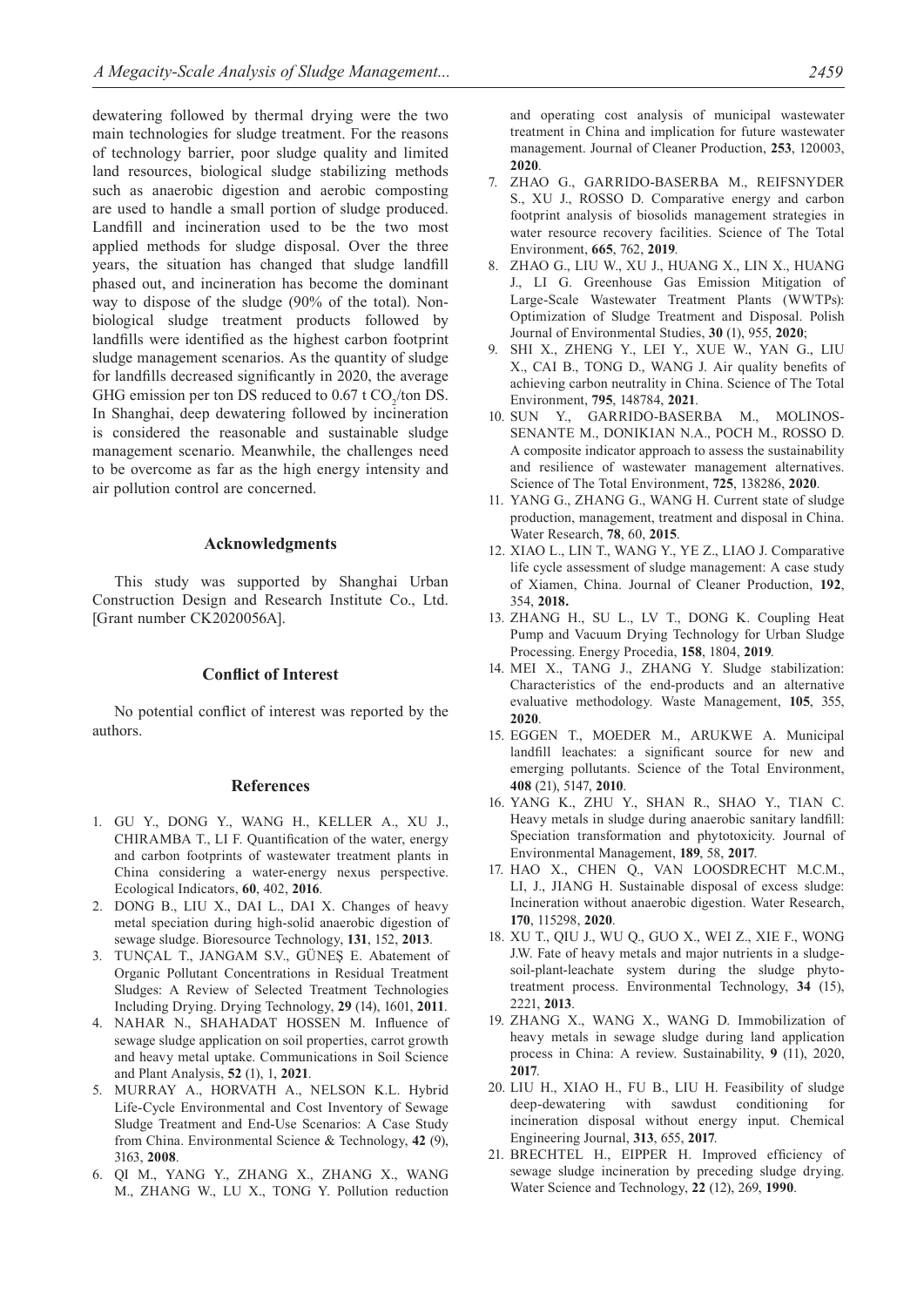dewatering followed by thermal drying were the two main technologies for sludge treatment. For the reasons of technology barrier, poor sludge quality and limited land resources, biological sludge stabilizing methods such as anaerobic digestion and aerobic composting are used to handle a small portion of sludge produced. Landfill and incineration used to be the two most applied methods for sludge disposal. Over the three years, the situation has changed that sludge landfill phased out, and incineration has become the dominant way to dispose of the sludge (90% of the total). Non-biological sludge treatment products followed by landfills were identified as the highest carbon footprint sludge management scenarios. As the quantity of sludge for landfills decreased significantly in 2020, the average GHG emission per ton DS reduced to 0.67 t $CO_2$/ton DS. In Shanghai, deep dewatering followed by incineration is considered the reasonable and sustainable sludge management scenario. Meanwhile, the challenges need to be overcome as far as the high energy intensity and air pollution control are concerned.

## Acknowledgments

This study was supported by Shanghai Urban Construction Design and Research Institute Co., Ltd. [Grant number CK2020056A].

## Conflict of Interest

No potential conflict of interest was reported by the authors.

## References

1. GU Y., DONG Y., WANG H., KELLER A., XU J., CHIRAMBA T., LI F. Quantification of the water, energy and carbon footprints of wastewater treatment plants in China considering a water-energy nexus perspective. Ecological Indicators, **60**, 402, **2016**.
2. DONG B., LIU X., DAI L., DAI X. Changes of heavy metal speciation during high-solid anaerobic digestion of sewage sludge. Bioresource Technology, **131**, 152, **2013**.
3. TUNÇAL T., JANGAM S.V., GÜNEŞ E. Abatement of Organic Pollutant Concentrations in Residual Treatment Sludges: A Review of Selected Treatment Technologies Including Drying. Drying Technology, **29** (14), 1601, **2011**.
4. NAHAR N., SHAHADAT HOSSEN M. Influence of sewage sludge application on soil properties, carrot growth and heavy metal uptake. Communications in Soil Science and Plant Analysis, **52** (1), 1, **2021**.
5. MURRAY A., HORVATH A., NELSON K.L. Hybrid Life-Cycle Environmental and Cost Inventory of Sewage Sludge Treatment and End-Use Scenarios: A Case Study from China. Environmental Science & Technology, **42** (9), 3163, **2008**.
6. QI M., YANG Y., ZHANG X., ZHANG X., WANG M., ZHANG W., LU X., TONG Y. Pollution reduction and operating cost analysis of municipal wastewater treatment in China and implication for future wastewater management. Journal of Cleaner Production, **253**, 120003, **2020**.
7. ZHAO G., GARRIDO-BASERBA M., REIFSNYDER S., XU J., ROSSO D. Comparative energy and carbon footprint analysis of biosolids management strategies in water resource recovery facilities. Science of The Total Environment, **665**, 762, **2019**.
8. ZHAO G., LIU W., XU J., HUANG X., LIN X., HUANG J., LI G. Greenhouse Gas Emission Mitigation of Large-Scale Wastewater Treatment Plants (WWTPs): Optimization of Sludge Treatment and Disposal. Polish Journal of Environmental Studies, **30** (1), 955, **2020**;
9. SHI X., ZHENG Y., LEI Y., XUE W., YAN G., LIU X., CAI B., TONG D., WANG J. Air quality benefits of achieving carbon neutrality in China. Science of The Total Environment, **795**, 148784, **2021**.
10. SUN Y., GARRIDO-BASERBA M., MOLINOS-SENANTE M., DONIKIAN N.A., POCH M., ROSSO D. A composite indicator approach to assess the sustainability and resilience of wastewater management alternatives. Science of The Total Environment, **725**, 138286, **2020**.
11. YANG G., ZHANG G., WANG H. Current state of sludge production, management, treatment and disposal in China. Water Research, **78**, 60, **2015**.
12. XIAO L., LIN T., WANG Y., YE Z., LIAO J. Comparative life cycle assessment of sludge management: A case study of Xiamen, China. Journal of Cleaner Production, **192**, 354, **2018.**
13. ZHANG H., SU L., LV T., DONG K. Coupling Heat Pump and Vacuum Drying Technology for Urban Sludge Processing. Energy Procedia, **158**, 1804, **2019**.
14. MEI X., TANG J., ZHANG Y. Sludge stabilization: Characteristics of the end-products and an alternative evaluative methodology. Waste Management, **105**, 355, **2020**.
15. EGGEN T., MOEDER M., ARUKWE A. Municipal landfill leachates: a significant source for new and emerging pollutants. Science of the Total Environment, **408** (21), 5147, **2010**.
16. YANG K., ZHU Y., SHAN R., SHAO Y., TIAN C. Heavy metals in sludge during anaerobic sanitary landfill: Speciation transformation and phytotoxicity. Journal of Environmental Management, **189**, 58, **2017**.
17. HAO X., CHEN Q., VAN LOOSDRECHT M.C.M., LI, J., JIANG H. Sustainable disposal of excess sludge: Incineration without anaerobic digestion. Water Research, **170**, 115298, **2020**.
18. XU T., QIU J., WU Q., GUO X., WEI Z., XIE F., WONG J.W. Fate of heavy metals and major nutrients in a sludge-soil-plant-leachate system during the sludge phyto-treatment process. Environmental Technology, **34** (15), 2221, **2013**.
19. ZHANG X., WANG X., WANG D. Immobilization of heavy metals in sewage sludge during land application process in China: A review. Sustainability, **9** (11), 2020, **2017**.
20. LIU H., XIAO H., FU B., LIU H. Feasibility of sludge deep-dewatering with sawdust conditioning for incineration disposal without energy input. Chemical Engineering Journal, **313**, 655, **2017**.
21. BRECHTEL H., EIPPER H. Improved efficiency of sewage sludge incineration by preceding sludge drying. Water Science and Technology, **22** (12), 269, **1990**.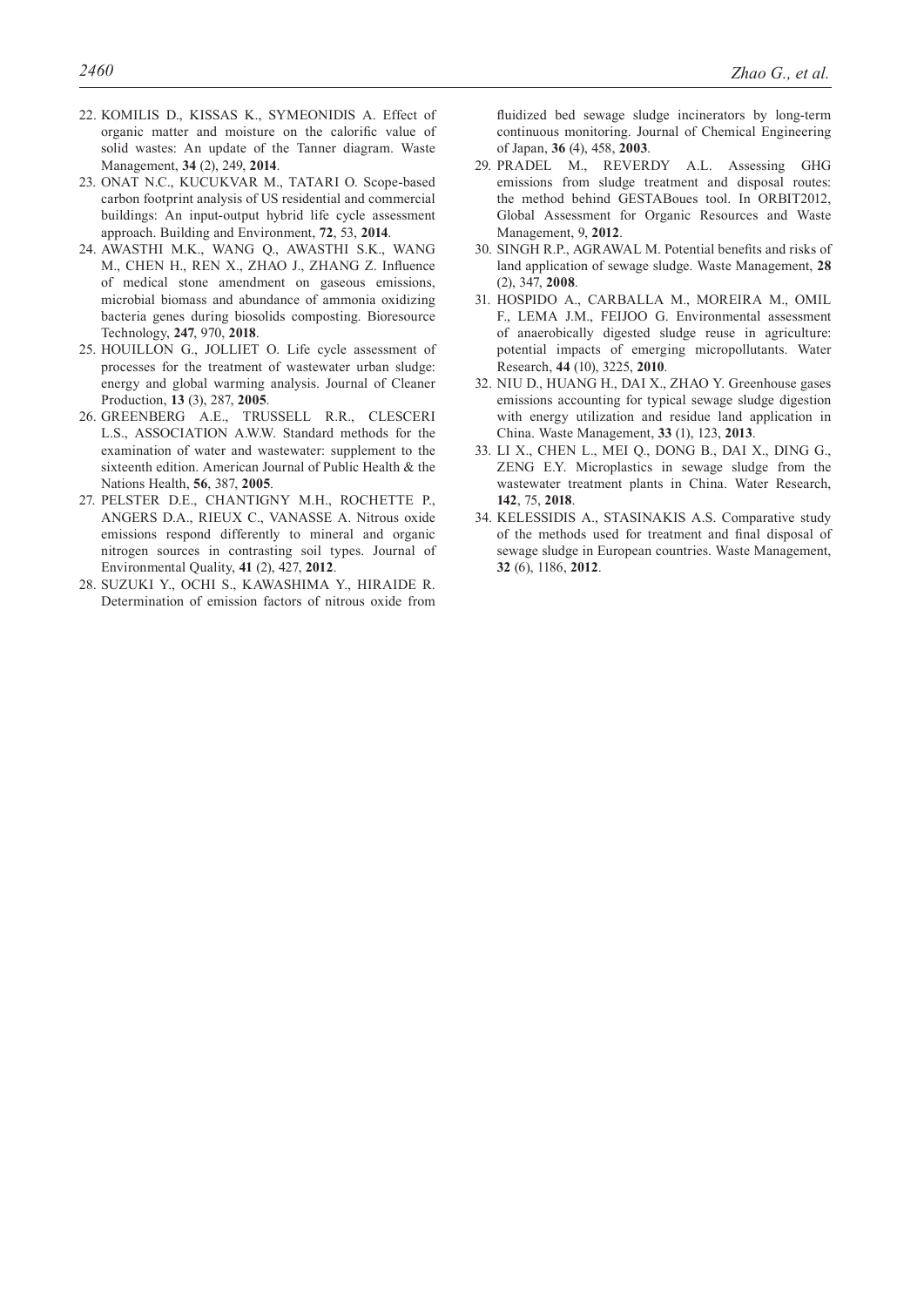22. KOMILIS D., KISSAS K., SYMEONIDIS A. Effect of organic matter and moisture on the calorific value of solid wastes: An update of the Tanner diagram. Waste Management, **34** (2), 249, **2014**.
23. ONAT N.C., KUCUKVAR M., TATARI O. Scope-based carbon footprint analysis of US residential and commercial buildings: An input-output hybrid life cycle assessment approach. Building and Environment, **72**, 53, **2014**.
24. AWASTHI M.K., WANG Q., AWASTHI S.K., WANG M., CHEN H., REN X., ZHAO J., ZHANG Z. Influence of medical stone amendment on gaseous emissions, microbial biomass and abundance of ammonia oxidizing bacteria genes during biosolids composting. Bioresource Technology, **247**, 970, **2018**.
25. HOUILLON G., JOLLIET O. Life cycle assessment of processes for the treatment of wastewater urban sludge: energy and global warming analysis. Journal of Cleaner Production, **13** (3), 287, **2005**.
26. GREENBERG A.E., TRUSSELL R.R., CLESCERI L.S., ASSOCIATION A.W.W. Standard methods for the examination of water and wastewater: supplement to the sixteenth edition. American Journal of Public Health & the Nations Health, **56**, 387, **2005**.
27. PELSTER D.E., CHANTIGNY M.H., ROCHETTE P., ANGERS D.A., RIEUX C., VANASSE A. Nitrous oxide emissions respond differently to mineral and organic nitrogen sources in contrasting soil types. Journal of Environmental Quality, **41** (2), 427, **2012**.
28. SUZUKI Y., OCHI S., KAWASHIMA Y., HIRAIDE R. Determination of emission factors of nitrous oxide from fluidized bed sewage sludge incinerators by long-term continuous monitoring. Journal of Chemical Engineering of Japan, **36** (4), 458, **2003**.
29. PRADEL M., REVERDY A.L. Assessing GHG emissions from sludge treatment and disposal routes: the method behind GESTABoues tool. In ORBIT2012, Global Assessment for Organic Resources and Waste Management, 9, **2012**.
30. SINGH R.P., AGRAWAL M. Potential benefits and risks of land application of sewage sludge. Waste Management, **28** (2), 347, **2008**.
31. HOSPIDO A., CARBALLA M., MOREIRA M., OMIL F., LEMA J.M., FEIJOO G. Environmental assessment of anaerobically digested sludge reuse in agriculture: potential impacts of emerging micropollutants. Water Research, **44** (10), 3225, **2010**.
32. NIU D., HUANG H., DAI X., ZHAO Y. Greenhouse gases emissions accounting for typical sewage sludge digestion with energy utilization and residue land application in China. Waste Management, **33** (1), 123, **2013**.
33. LI X., CHEN L., MEI Q., DONG B., DAI X., DING G., ZENG E.Y. Microplastics in sewage sludge from the wastewater treatment plants in China. Water Research, **142**, 75, **2018**.
34. KELESSIDIS A., STASINAKIS A.S. Comparative study of the methods used for treatment and final disposal of sewage sludge in European countries. Waste Management, **32** (6), 1186, **2012**.